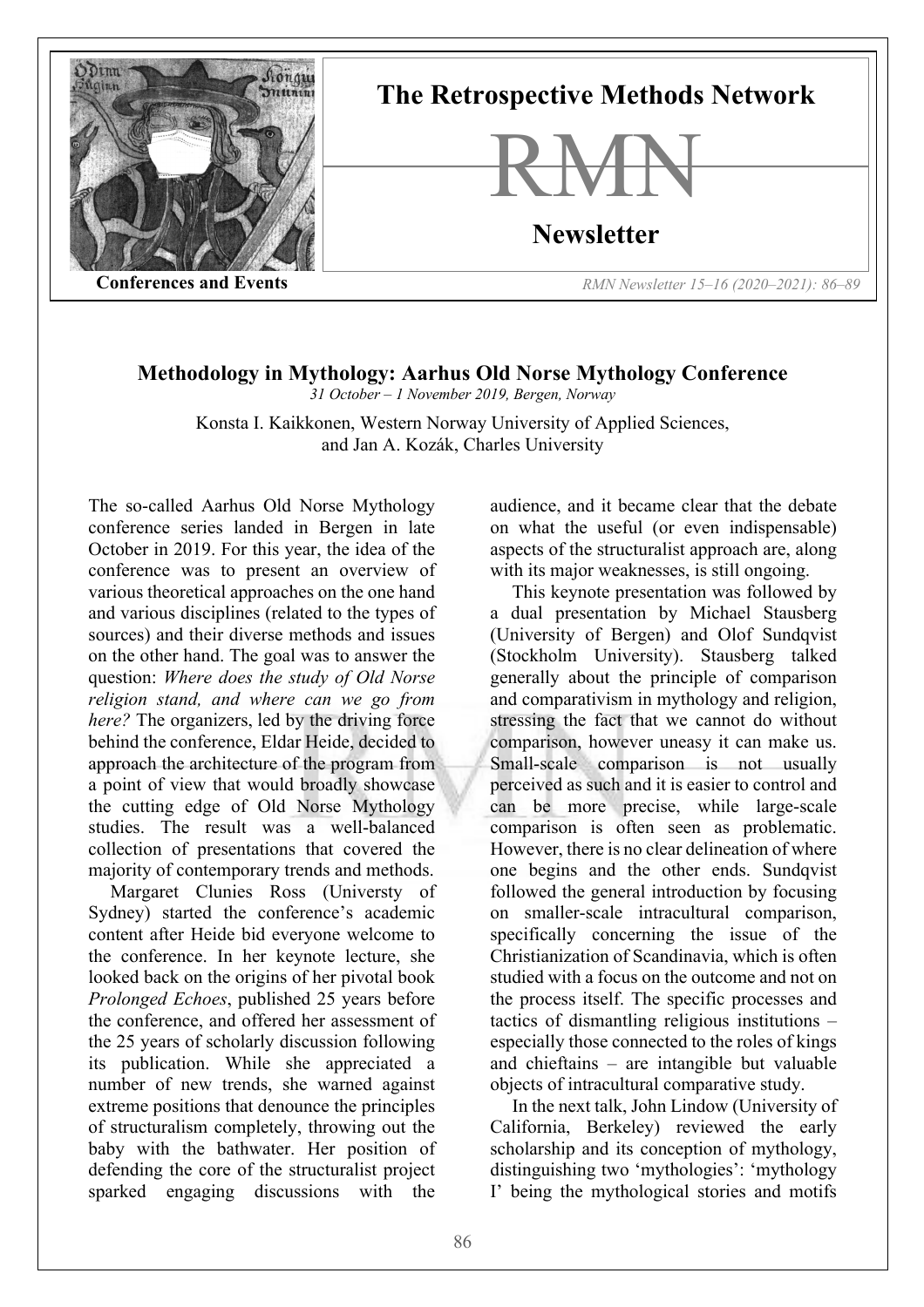## Methodology in Mythology: Aarhus Old Norse Mythology Conference

*31 October – 1 November 2019, Bergen, Norway*

Konsta I. Kaikkonen, Western Norway University of Applied Sciences, and Jan A. Kozák, Charles University

The so-called Aarhus Old Norse Mythology conference series landed in Bergen in late October in 2019. For this year, the idea of the conference was to present an overview of various theoretical approaches on the one hand and various disciplines (related to the types of sources) and their diverse methods and issues on the other hand. The goal was to answer the question: *Where does the study of Old Norse religion stand, and where can we go from here?* The organizers, led by the driving force behind the conference, Eldar Heide, decided to approach the architecture of the program from a point of view that would broadly showcase the cutting edge of Old Norse Mythology studies. The result was a well-balanced collection of presentations that covered the majority of contemporary trends and methods.

Margaret Clunies Ross (Universty of Sydney) started the conference's academic content after Heide bid everyone welcome to the conference. In her keynote lecture, she looked back on the origins of her pivotal book *Prolonged Echoes*, published 25 years before the conference, and offered her assessment of the 25 years of scholarly discussion following its publication. While she appreciated a number of new trends, she warned against extreme positions that denounce the principles of structuralism completely, throwing out the baby with the bathwater. Her position of defending the core of the structuralist project sparked engaging discussions with the audience, and it became clear that the debate on what the useful (or even indispensable) aspects of the structuralist approach are, along with its major weaknesses, is still ongoing.

This keynote presentation was followed by a dual presentation by Michael Stausberg (University of Bergen) and Olof Sundqvist (Stockholm University). Stausberg talked generally about the principle of comparison and comparativism in mythology and religion, stressing the fact that we cannot do without comparison, however uneasy it can make us. Small-scale comparison is not usually perceived as such and it is easier to control and can be more precise, while large-scale comparison is often seen as problematic. However, there is no clear delineation of where one begins and the other ends. Sundqvist followed the general introduction by focusing on smaller-scale intracultural comparison, specifically concerning the issue of the Christianization of Scandinavia, which is often studied with a focus on the outcome and not on the process itself. The specific processes and tactics of dismantling religious institutions – especially those connected to the roles of kings and chieftains – are intangible but valuable objects of intracultural comparative study.

In the next talk, John Lindow (University of California, Berkeley) reviewed the early scholarship and its conception of mythology, distinguishing two 'mythologies': 'mythology I' being the mythological stories and motifs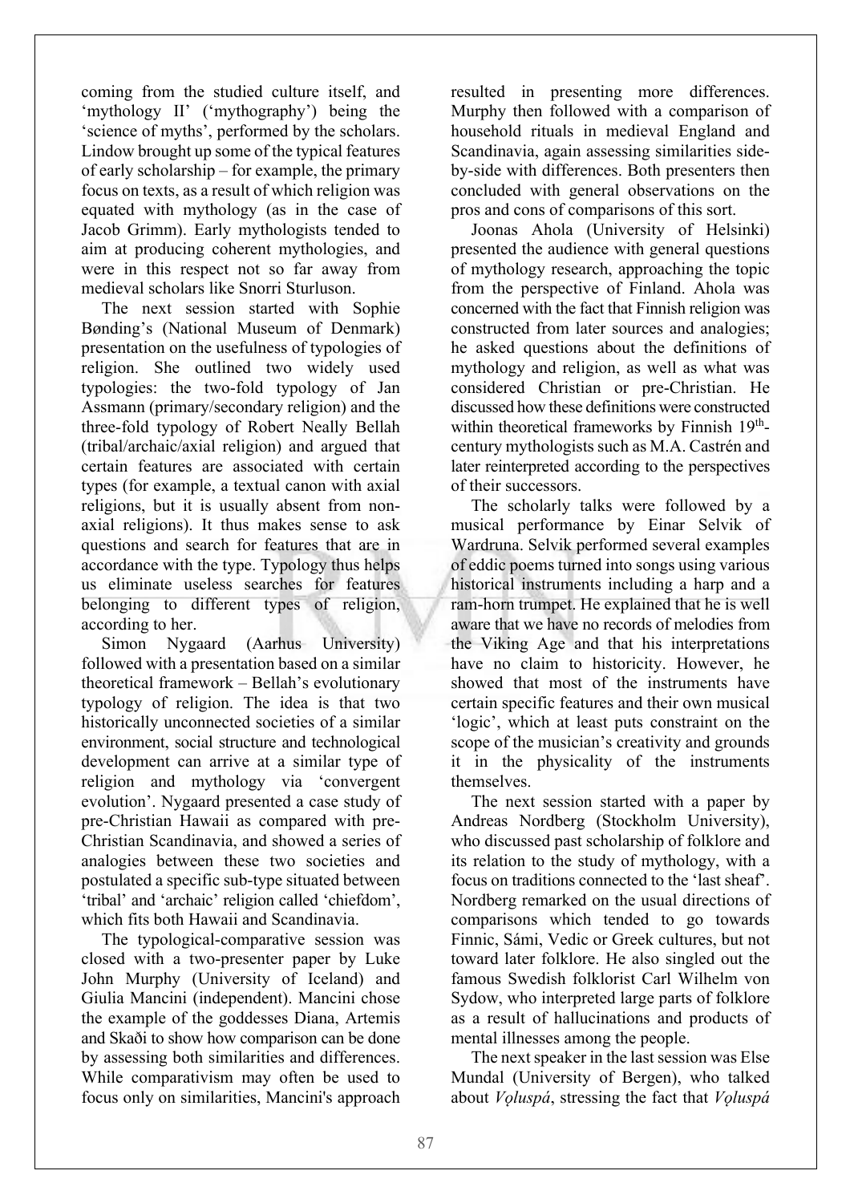coming from the studied culture itself, and 'mythology II' ('mythography') being the 'science of myths', performed by the scholars. Lindow brought up some of the typical features of early scholarship – for example, the primary focus on texts, as a result of which religion was equated with mythology (as in the case of Jacob Grimm). Early mythologists tended to aim at producing coherent mythologies, and were in this respect not so far away from medieval scholars like Snorri Sturluson.

The next session started with Sophie Bønding's (National Museum of Denmark) presentation on the usefulness of typologies of religion. She outlined two widely used typologies: the two-fold typology of Jan Assmann (primary/secondary religion) and the three-fold typology of Robert Neally Bellah (tribal/archaic/axial religion) and argued that certain features are associated with certain types (for example, a textual canon with axial religions, but it is usually absent from non-axial religions). It thus makes sense to ask questions and search for features that are in accordance with the type. Typology thus helps us eliminate useless searches for features belonging to different types of religion, according to her.

Simon Nygaard (Aarhus University) followed with a presentation based on a similar theoretical framework – Bellah's evolutionary typology of religion. The idea is that two historically unconnected societies of a similar environment, social structure and technological development can arrive at a similar type of religion and mythology via 'convergent evolution'. Nygaard presented a case study of pre-Christian Hawaii as compared with pre-Christian Scandinavia, and showed a series of analogies between these two societies and postulated a specific sub-type situated between 'tribal' and 'archaic' religion called 'chiefdom', which fits both Hawaii and Scandinavia.

The typological-comparative session was closed with a two-presenter paper by Luke John Murphy (University of Iceland) and Giulia Mancini (independent). Mancini chose the example of the goddesses Diana, Artemis and Skaði to show how comparison can be done by assessing both similarities and differences. While comparativism may often be used to focus only on similarities, Mancini's approach resulted in presenting more differences. Murphy then followed with a comparison of household rituals in medieval England and Scandinavia, again assessing similarities side-by-side with differences. Both presenters then concluded with general observations on the pros and cons of comparisons of this sort.

Joonas Ahola (University of Helsinki) presented the audience with general questions of mythology research, approaching the topic from the perspective of Finland. Ahola was concerned with the fact that Finnish religion was constructed from later sources and analogies; he asked questions about the definitions of mythology and religion, as well as what was considered Christian or pre-Christian. He discussed how these definitions were constructed within theoretical frameworks by Finnish 19th-century mythologists such as M.A. Castrén and later reinterpreted according to the perspectives of their successors.

The scholarly talks were followed by a musical performance by Einar Selvik of Wardruna. Selvik performed several examples of eddic poems turned into songs using various historical instruments including a harp and a ram-horn trumpet. He explained that he is well aware that we have no records of melodies from the Viking Age and that his interpretations have no claim to historicity. However, he showed that most of the instruments have certain specific features and their own musical 'logic', which at least puts constraint on the scope of the musician's creativity and grounds it in the physicality of the instruments themselves.

The next session started with a paper by Andreas Nordberg (Stockholm University), who discussed past scholarship of folklore and its relation to the study of mythology, with a focus on traditions connected to the 'last sheaf'. Nordberg remarked on the usual directions of comparisons which tended to go towards Finnic, Sámi, Vedic or Greek cultures, but not toward later folklore. He also singled out the famous Swedish folklorist Carl Wilhelm von Sydow, who interpreted large parts of folklore as a result of hallucinations and products of mental illnesses among the people.

The next speaker in the last session was Else Mundal (University of Bergen), who talked about *Vǫluspá*, stressing the fact that *Vǫluspá*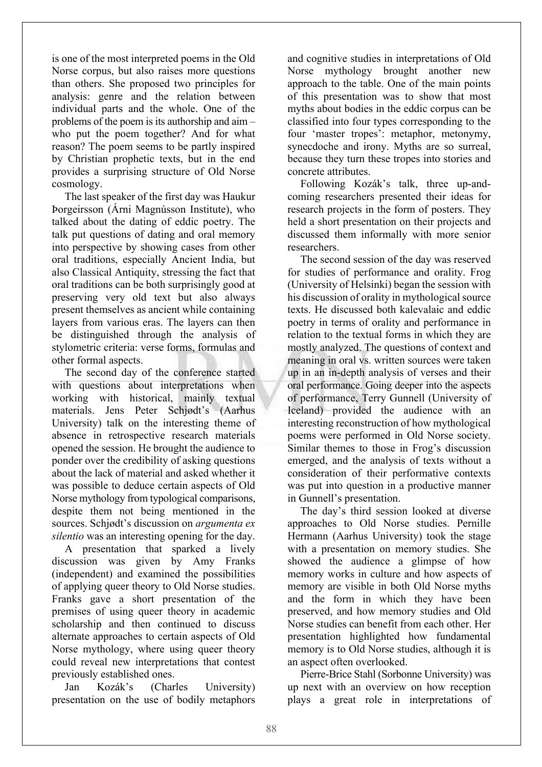is one of the most interpreted poems in the Old Norse corpus, but also raises more questions than others. She proposed two principles for analysis: genre and the relation between individual parts and the whole. One of the problems of the poem is its authorship and aim – who put the poem together? And for what reason? The poem seems to be partly inspired by Christian prophetic texts, but in the end provides a surprising structure of Old Norse cosmology.

The last speaker of the first day was Haukur Þorgeirsson (Árni Magnússon Institute), who talked about the dating of eddic poetry. The talk put questions of dating and oral memory into perspective by showing cases from other oral traditions, especially Ancient India, but also Classical Antiquity, stressing the fact that oral traditions can be both surprisingly good at preserving very old text but also always present themselves as ancient while containing layers from various eras. The layers can then be distinguished through the analysis of stylometric criteria: verse forms, formulas and other formal aspects.

The second day of the conference started with questions about interpretations when working with historical, mainly textual materials. Jens Peter Schjødt's (Aarhus University) talk on the interesting theme of absence in retrospective research materials opened the session. He brought the audience to ponder over the credibility of asking questions about the lack of material and asked whether it was possible to deduce certain aspects of Old Norse mythology from typological comparisons, despite them not being mentioned in the sources. Schjødt's discussion on *argumenta ex silentio* was an interesting opening for the day.

A presentation that sparked a lively discussion was given by Amy Franks (independent) and examined the possibilities of applying queer theory to Old Norse studies. Franks gave a short presentation of the premises of using queer theory in academic scholarship and then continued to discuss alternate approaches to certain aspects of Old Norse mythology, where using queer theory could reveal new interpretations that contest previously established ones.

Jan Kozák's (Charles University) presentation on the use of bodily metaphors and cognitive studies in interpretations of Old Norse mythology brought another new approach to the table. One of the main points of this presentation was to show that most myths about bodies in the eddic corpus can be classified into four types corresponding to the four 'master tropes': metaphor, metonymy, synecdoche and irony. Myths are so surreal, because they turn these tropes into stories and concrete attributes.

Following Kozák's talk, three up-and-coming researchers presented their ideas for research projects in the form of posters. They held a short presentation on their projects and discussed them informally with more senior researchers.

The second session of the day was reserved for studies of performance and orality. Frog (University of Helsinki) began the session with his discussion of orality in mythological source texts. He discussed both kalevalaic and eddic poetry in terms of orality and performance in relation to the textual forms in which they are mostly analyzed. The questions of context and meaning in oral vs. written sources were taken up in an in-depth analysis of verses and their oral performance. Going deeper into the aspects of performance, Terry Gunnell (University of Iceland) provided the audience with an interesting reconstruction of how mythological poems were performed in Old Norse society. Similar themes to those in Frog's discussion emerged, and the analysis of texts without a consideration of their performative contexts was put into question in a productive manner in Gunnell's presentation.

The day's third session looked at diverse approaches to Old Norse studies. Pernille Hermann (Aarhus University) took the stage with a presentation on memory studies. She showed the audience a glimpse of how memory works in culture and how aspects of memory are visible in both Old Norse myths and the form in which they have been preserved, and how memory studies and Old Norse studies can benefit from each other. Her presentation highlighted how fundamental memory is to Old Norse studies, although it is an aspect often overlooked.

Pierre-Brice Stahl (Sorbonne University) was up next with an overview on how reception plays a great role in interpretations of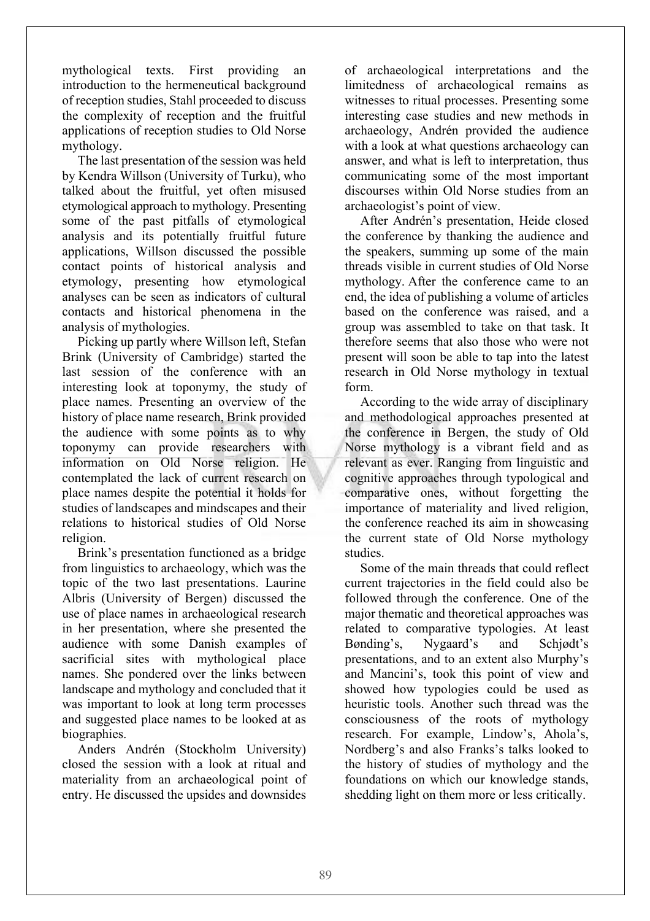mythological texts. First providing an introduction to the hermeneutical background of reception studies, Stahl proceeded to discuss the complexity of reception and the fruitful applications of reception studies to Old Norse mythology.

The last presentation of the session was held by Kendra Willson (University of Turku), who talked about the fruitful, yet often misused etymological approach to mythology. Presenting some of the past pitfalls of etymological analysis and its potentially fruitful future applications, Willson discussed the possible contact points of historical analysis and etymology, presenting how etymological analyses can be seen as indicators of cultural contacts and historical phenomena in the analysis of mythologies.

Picking up partly where Willson left, Stefan Brink (University of Cambridge) started the last session of the conference with an interesting look at toponymy, the study of place names. Presenting an overview of the history of place name research, Brink provided the audience with some points as to why toponymy can provide researchers with information on Old Norse religion. He contemplated the lack of current research on place names despite the potential it holds for studies of landscapes and mindscapes and their relations to historical studies of Old Norse religion.

Brink's presentation functioned as a bridge from linguistics to archaeology, which was the topic of the two last presentations. Laurine Albris (University of Bergen) discussed the use of place names in archaeological research in her presentation, where she presented the audience with some Danish examples of sacrificial sites with mythological place names. She pondered over the links between landscape and mythology and concluded that it was important to look at long term processes and suggested place names to be looked at as biographies.

Anders Andrén (Stockholm University) closed the session with a look at ritual and materiality from an archaeological point of entry. He discussed the upsides and downsides of archaeological interpretations and the limitedness of archaeological remains as witnesses to ritual processes. Presenting some interesting case studies and new methods in archaeology, Andrén provided the audience with a look at what questions archaeology can answer, and what is left to interpretation, thus communicating some of the most important discourses within Old Norse studies from an archaeologist's point of view.

After Andrén's presentation, Heide closed the conference by thanking the audience and the speakers, summing up some of the main threads visible in current studies of Old Norse mythology. After the conference came to an end, the idea of publishing a volume of articles based on the conference was raised, and a group was assembled to take on that task. It therefore seems that also those who were not present will soon be able to tap into the latest research in Old Norse mythology in textual form.

According to the wide array of disciplinary and methodological approaches presented at the conference in Bergen, the study of Old Norse mythology is a vibrant field and as relevant as ever. Ranging from linguistic and cognitive approaches through typological and comparative ones, without forgetting the importance of materiality and lived religion, the conference reached its aim in showcasing the current state of Old Norse mythology studies.

Some of the main threads that could reflect current trajectories in the field could also be followed through the conference. One of the major thematic and theoretical approaches was related to comparative typologies. At least Bønding's, Nygaard's and Schjødt's presentations, and to an extent also Murphy's and Mancini's, took this point of view and showed how typologies could be used as heuristic tools. Another such thread was the consciousness of the roots of mythology research. For example, Lindow's, Ahola's, Nordberg's and also Franks's talks looked to the history of studies of mythology and the foundations on which our knowledge stands, shedding light on them more or less critically.